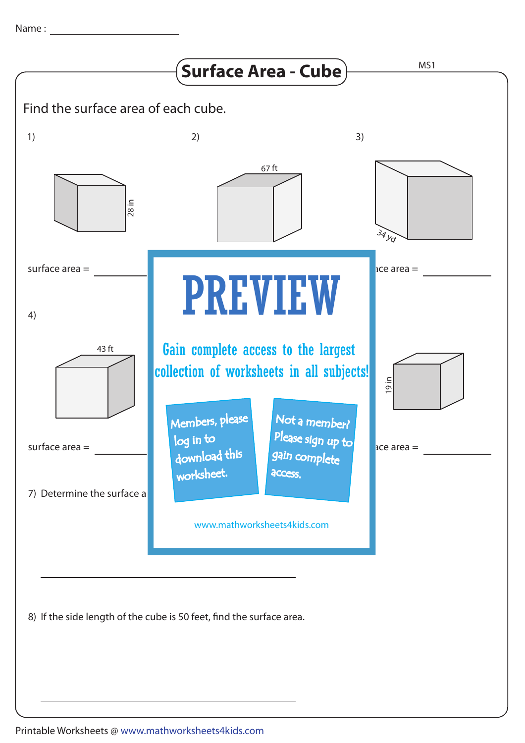Name : ______________________

# Surface Area - Cube

MS1

Find the surface area of each cube.

1)

28 in

surface area = ____________

2)

67 ft

3)

34 yd

ace area = ____________

4)

43 ft

surface area = ____________

19 in

ace area = ____________

# PREVIEW

Gain complete access to the largest collection of worksheets in all subjects!

Members, please log in to download this worksheet.

Not a member? Please sign up to gain complete access.

www.mathworksheets4kids.com

7) Determine the surface a

______________________________

8) If the side length of the cube is 50 feet, find the surface area.

______________________________

Printable Worksheets @ www.mathworksheets4kids.com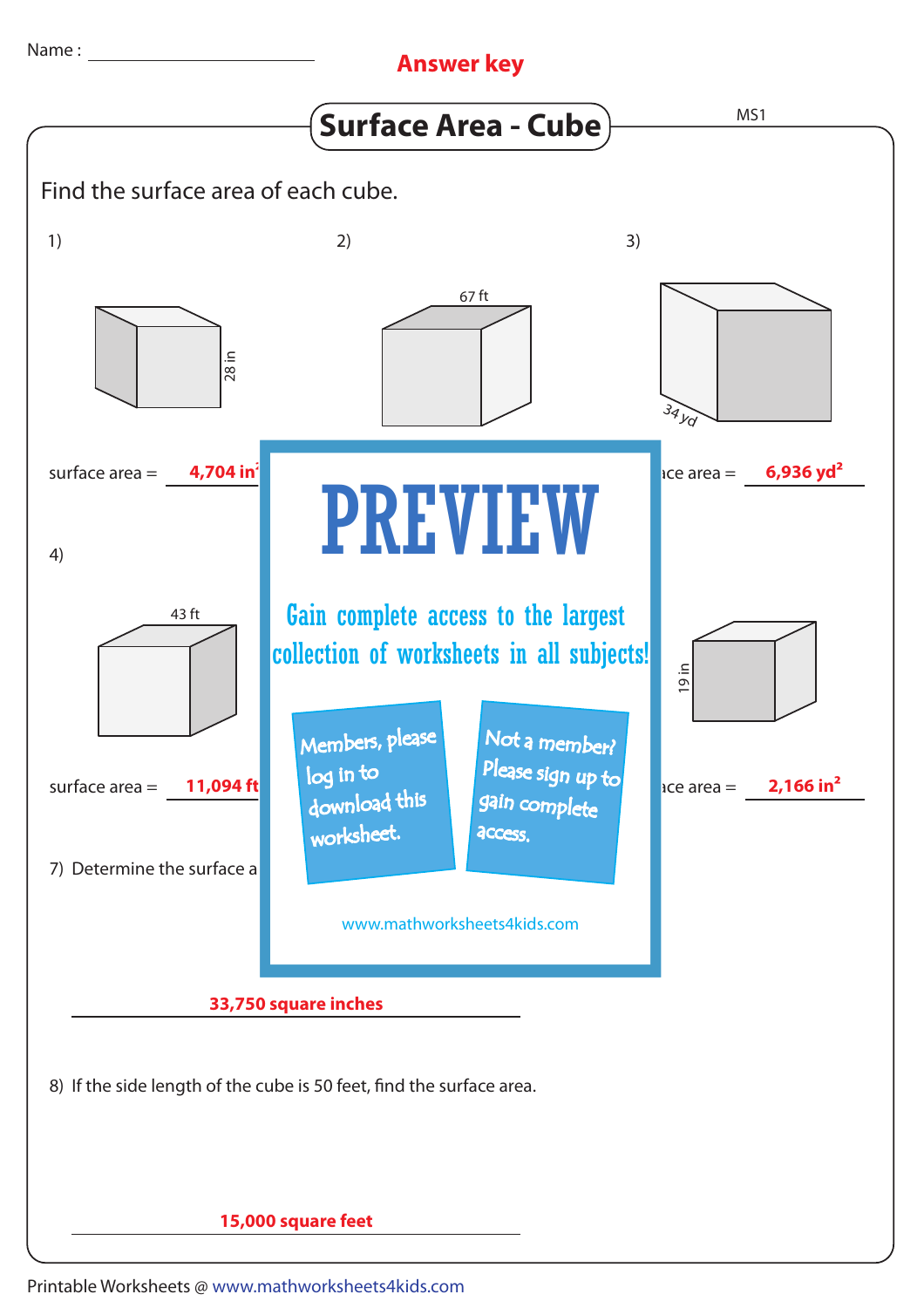Name :

**Answer key**

# Surface Area - Cube

MS1

Find the surface area of each cube.

1)

28 in

surface area = **4,704 in²**

2)

67 ft

3)

34 yd

surface area = **6,936 yd²**

4)

43 ft

surface area = **11,094 ft²**

6)

19 in

surface area = **2,166 in²**

7) Determine the surface a

**33,750 square inches**

8) If the side length of the cube is 50 feet, find the surface area.

**15,000 square feet**

PREVIEW

Gain complete access to the largest collection of worksheets in all subjects!

Members, please log in to download this worksheet.

Not a member? Please sign up to gain complete access.

www.mathworksheets4kids.com

Printable Worksheets @ www.mathworksheets4kids.com